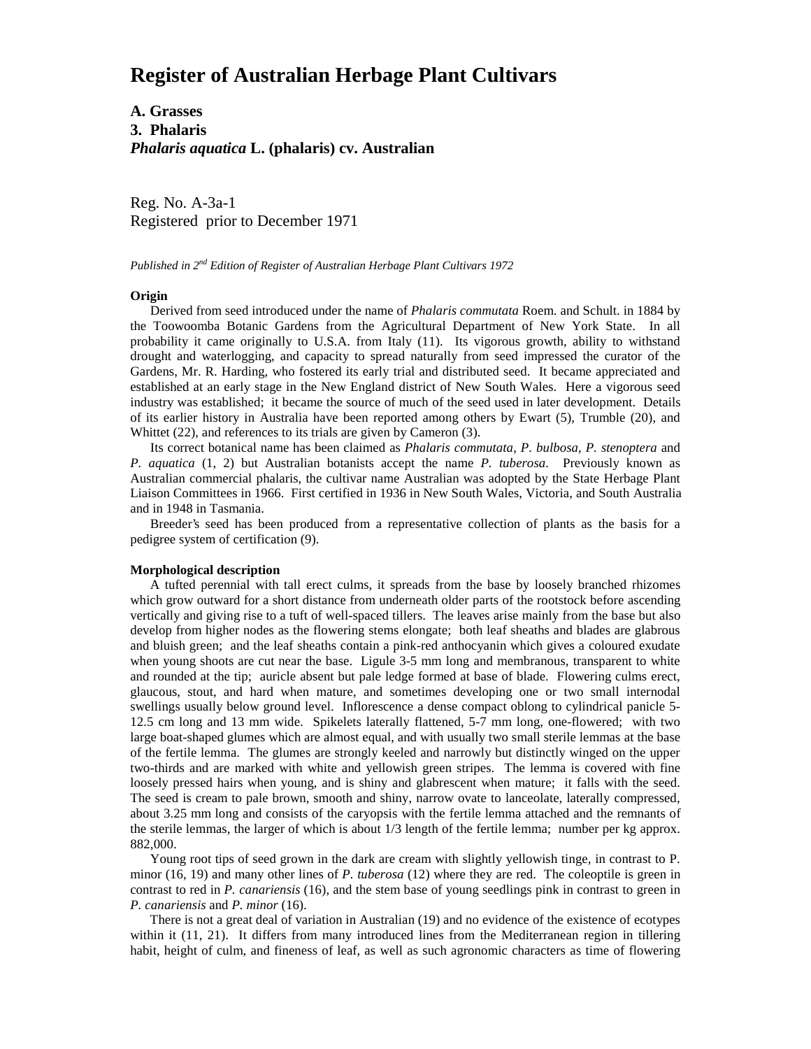# Register of Australian Herbage Plant Cultivars

**A. Grasses**
**3. Phalaris**
***Phalaris aquatica* L. (phalaris) cv. Australian**

Reg. No. A-3a-1
Registered prior to December 1971

*Published in 2nd Edition of Register of Australian Herbage Plant Cultivars 1972*

**Origin**

Derived from seed introduced under the name of *Phalaris commutata* Roem. and Schult. in 1884 by the Toowoomba Botanic Gardens from the Agricultural Department of New York State. In all probability it came originally to U.S.A. from Italy (11). Its vigorous growth, ability to withstand drought and waterlogging, and capacity to spread naturally from seed impressed the curator of the Gardens, Mr. R. Harding, who fostered its early trial and distributed seed. It became appreciated and established at an early stage in the New England district of New South Wales. Here a vigorous seed industry was established; it became the source of much of the seed used in later development. Details of its earlier history in Australia have been reported among others by Ewart (5), Trumble (20), and Whittet (22), and references to its trials are given by Cameron (3).

Its correct botanical name has been claimed as *Phalaris commutata*, *P. bulbosa*, *P. stenoptera* and *P. aquatica* (1, 2) but Australian botanists accept the name *P. tuberosa*. Previously known as Australian commercial phalaris, the cultivar name Australian was adopted by the State Herbage Plant Liaison Committees in 1966. First certified in 1936 in New South Wales, Victoria, and South Australia and in 1948 in Tasmania.

Breeder's seed has been produced from a representative collection of plants as the basis for a pedigree system of certification (9).

**Morphological description**

A tufted perennial with tall erect culms, it spreads from the base by loosely branched rhizomes which grow outward for a short distance from underneath older parts of the rootstock before ascending vertically and giving rise to a tuft of well-spaced tillers. The leaves arise mainly from the base but also develop from higher nodes as the flowering stems elongate; both leaf sheaths and blades are glabrous and bluish green; and the leaf sheaths contain a pink-red anthocyanin which gives a coloured exudate when young shoots are cut near the base. Ligule 3-5 mm long and membranous, transparent to white and rounded at the tip; auricle absent but pale ledge formed at base of blade. Flowering culms erect, glaucous, stout, and hard when mature, and sometimes developing one or two small internodal swellings usually below ground level. Inflorescence a dense compact oblong to cylindrical panicle 5-12.5 cm long and 13 mm wide. Spikelets laterally flattened, 5-7 mm long, one-flowered; with two large boat-shaped glumes which are almost equal, and with usually two small sterile lemmas at the base of the fertile lemma. The glumes are strongly keeled and narrowly but distinctly winged on the upper two-thirds and are marked with white and yellowish green stripes. The lemma is covered with fine loosely pressed hairs when young, and is shiny and glabrescent when mature; it falls with the seed. The seed is cream to pale brown, smooth and shiny, narrow ovate to lanceolate, laterally compressed, about 3.25 mm long and consists of the caryopsis with the fertile lemma attached and the remnants of the sterile lemmas, the larger of which is about 1/3 length of the fertile lemma; number per kg approx. 882,000.

Young root tips of seed grown in the dark are cream with slightly yellowish tinge, in contrast to P. minor (16, 19) and many other lines of *P. tuberosa* (12) where they are red. The coleoptile is green in contrast to red in *P. canariensis* (16), and the stem base of young seedlings pink in contrast to green in *P. canariensis* and *P. minor* (16).

There is not a great deal of variation in Australian (19) and no evidence of the existence of ecotypes within it (11, 21). It differs from many introduced lines from the Mediterranean region in tillering habit, height of culm, and fineness of leaf, as well as such agronomic characters as time of flowering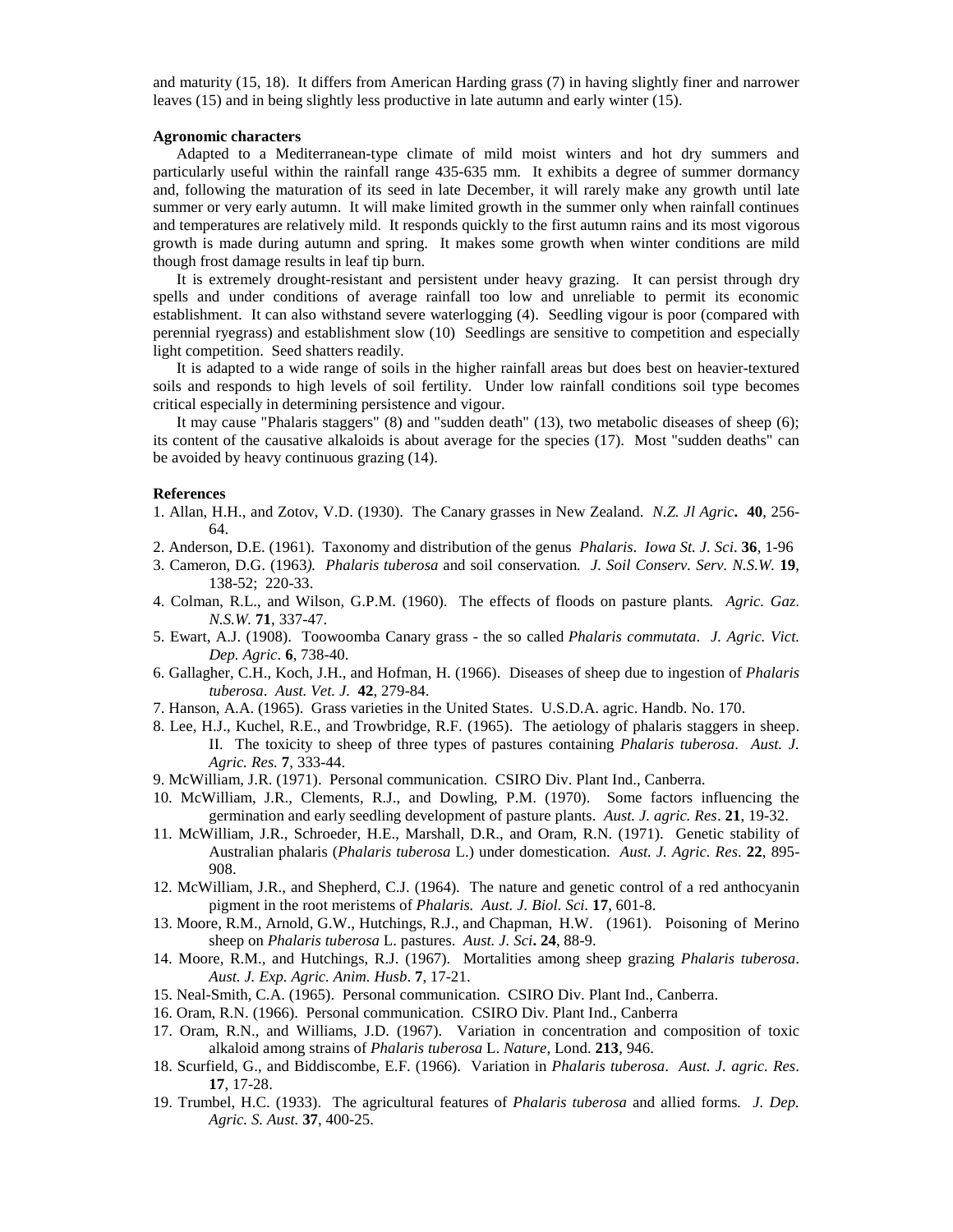and maturity (15, 18). It differs from American Harding grass (7) in having slightly finer and narrower leaves (15) and in being slightly less productive in late autumn and early winter (15).

**Agronomic characters**

Adapted to a Mediterranean-type climate of mild moist winters and hot dry summers and particularly useful within the rainfall range 435-635 mm. It exhibits a degree of summer dormancy and, following the maturation of its seed in late December, it will rarely make any growth until late summer or very early autumn. It will make limited growth in the summer only when rainfall continues and temperatures are relatively mild. It responds quickly to the first autumn rains and its most vigorous growth is made during autumn and spring. It makes some growth when winter conditions are mild though frost damage results in leaf tip burn.

It is extremely drought-resistant and persistent under heavy grazing. It can persist through dry spells and under conditions of average rainfall too low and unreliable to permit its economic establishment. It can also withstand severe waterlogging (4). Seedling vigour is poor (compared with perennial ryegrass) and establishment slow (10) Seedlings are sensitive to competition and especially light competition. Seed shatters readily.

It is adapted to a wide range of soils in the higher rainfall areas but does best on heavier-textured soils and responds to high levels of soil fertility. Under low rainfall conditions soil type becomes critical especially in determining persistence and vigour.

It may cause "Phalaris staggers" (8) and "sudden death" (13), two metabolic diseases of sheep (6); its content of the causative alkaloids is about average for the species (17). Most "sudden deaths" can be avoided by heavy continuous grazing (14).

**References**

1. Allan, H.H., and Zotov, V.D. (1930). The Canary grasses in New Zealand. *N.Z. Jl Agric*. **40**, 256-64.
2. Anderson, D.E. (1961). Taxonomy and distribution of the genus *Phalaris*. *Iowa St. J. Sci*. **36**, 1-96
3. Cameron, D.G. (1963). *Phalaris tuberosa* and soil conservation. *J. Soil Conserv. Serv. N.S.W.* **19**, 138-52; 220-33.
4. Colman, R.L., and Wilson, G.P.M. (1960). The effects of floods on pasture plants. *Agric. Gaz. N.S.W.* **71**, 337-47.
5. Ewart, A.J. (1908). Toowoomba Canary grass - the so called *Phalaris commutata*. *J. Agric. Vict. Dep. Agric*. **6**, 738-40.
6. Gallagher, C.H., Koch, J.H., and Hofman, H. (1966). Diseases of sheep due to ingestion of *Phalaris tuberosa*. *Aust. Vet. J.* **42**, 279-84.
7. Hanson, A.A. (1965). Grass varieties in the United States. U.S.D.A. agric. Handb. No. 170.
8. Lee, H.J., Kuchel, R.E., and Trowbridge, R.F. (1965). The aetiology of phalaris staggers in sheep. II. The toxicity to sheep of three types of pastures containing *Phalaris tuberosa*. *Aust. J. Agric. Res.* **7**, 333-44.
9. McWilliam, J.R. (1971). Personal communication. CSIRO Div. Plant Ind., Canberra.
10. McWilliam, J.R., Clements, R.J., and Dowling, P.M. (1970). Some factors influencing the germination and early seedling development of pasture plants. *Aust. J. agric. Res*. **21**, 19-32.
11. McWilliam, J.R., Schroeder, H.E., Marshall, D.R., and Oram, R.N. (1971). Genetic stability of Australian phalaris (*Phalaris tuberosa* L.) under domestication. *Aust. J. Agric. Res*. **22**, 895-908.
12. McWilliam, J.R., and Shepherd, C.J. (1964). The nature and genetic control of a red anthocyanin pigment in the root meristems of *Phalaris*. *Aust. J. Biol. Sci*. **17**, 601-8.
13. Moore, R.M., Arnold, G.W., Hutchings, R.J., and Chapman, H.W. (1961). Poisoning of Merino sheep on *Phalaris tuberosa* L. pastures. *Aust. J. Sci*. **24**, 88-9.
14. Moore, R.M., and Hutchings, R.J. (1967). Mortalities among sheep grazing *Phalaris tuberosa*. *Aust. J. Exp. Agric. Anim. Husb*. **7**, 17-21.
15. Neal-Smith, C.A. (1965). Personal communication. CSIRO Div. Plant Ind., Canberra.
16. Oram, R.N. (1966). Personal communication. CSIRO Div. Plant Ind., Canberra
17. Oram, R.N., and Williams, J.D. (1967). Variation in concentration and composition of toxic alkaloid among strains of *Phalaris tuberosa* L. *Nature*, Lond. **213**, 946.
18. Scurfield, G., and Biddiscombe, E.F. (1966). Variation in *Phalaris tuberosa*. *Aust. J. agric. Res*. **17**, 17-28.
19. Trumbel, H.C. (1933). The agricultural features of *Phalaris tuberosa* and allied forms. *J. Dep. Agric. S. Aust.* **37**, 400-25.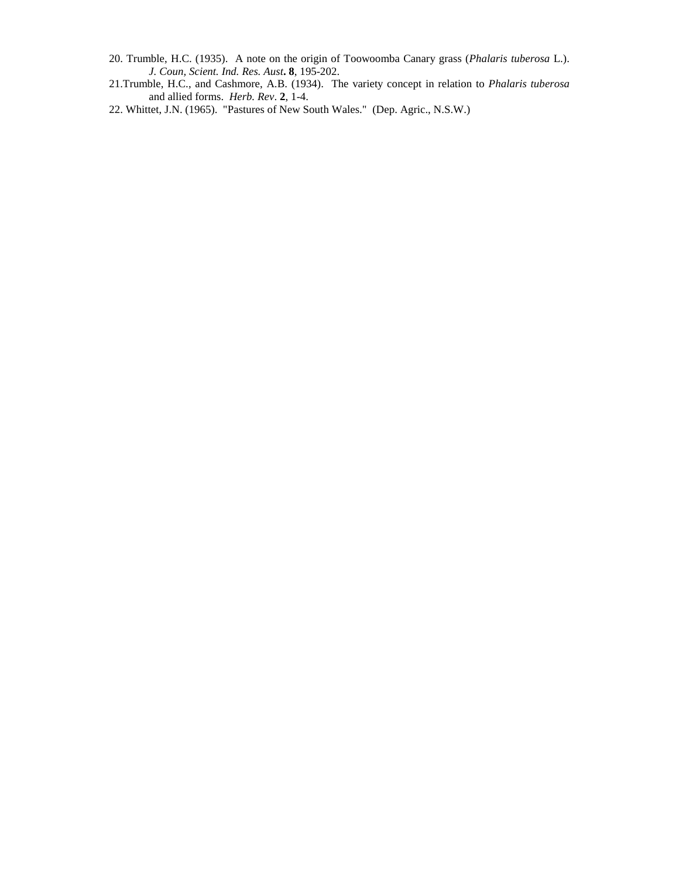20. Trumble, H.C. (1935). A note on the origin of Toowoomba Canary grass (*Phalaris tuberosa* L.). *J. Coun, Scient. Ind. Res. Aust*. **8**, 195-202.

21.Trumble, H.C., and Cashmore, A.B. (1934). The variety concept in relation to *Phalaris tuberosa* and allied forms. *Herb. Rev*. **2**, 1-4.

22. Whittet, J.N. (1965). "Pastures of New South Wales." (Dep. Agric., N.S.W.)